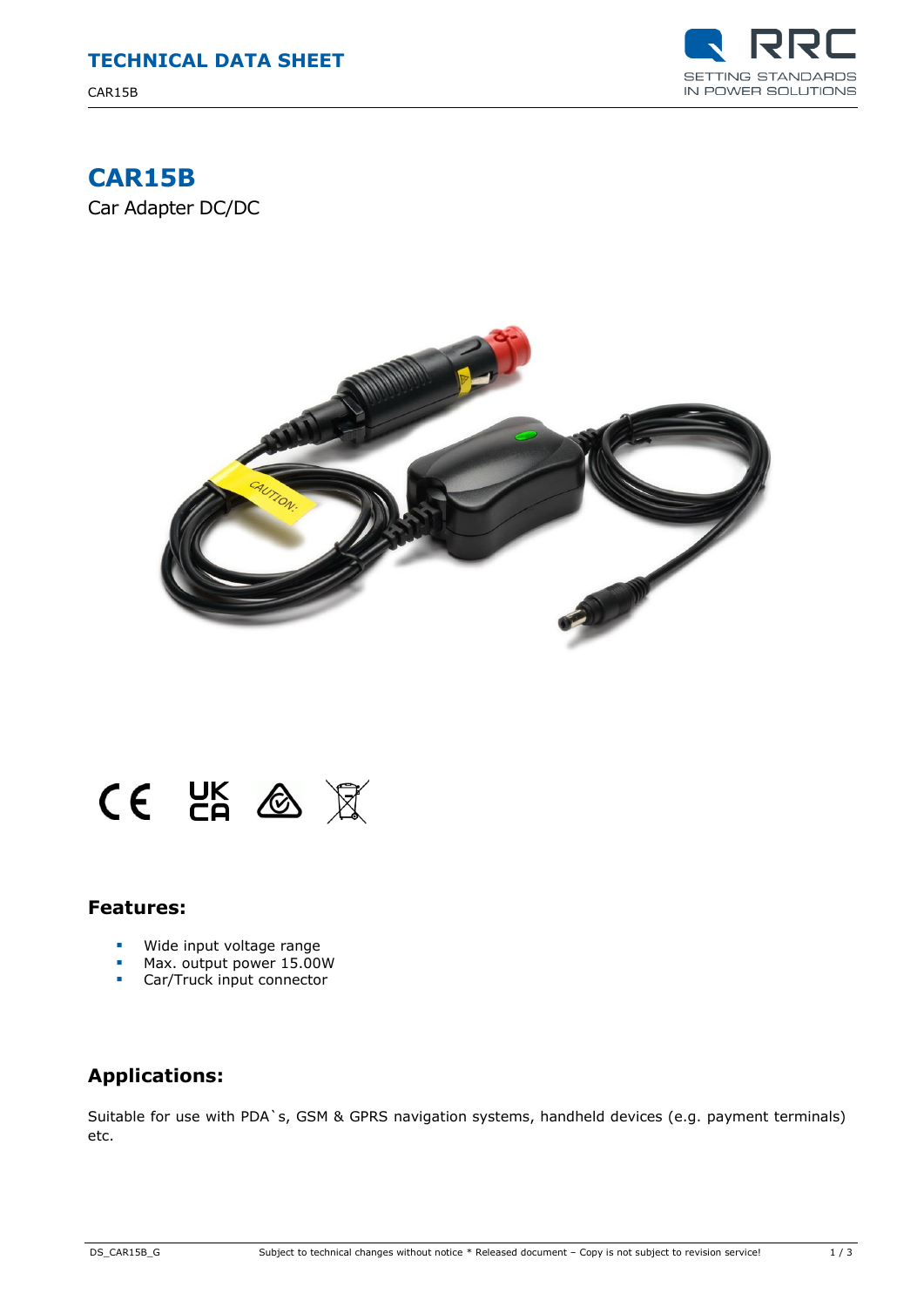# CAR15B

Car Adapter DC/DC

## Features:

- Wide input voltage range
- Max. output power 15.00W
- Car/Truck input connector

## Applications:

Suitable for use with PDA`s, GSM & GPRS navigation systems, handheld devices (e.g. payment terminals) etc.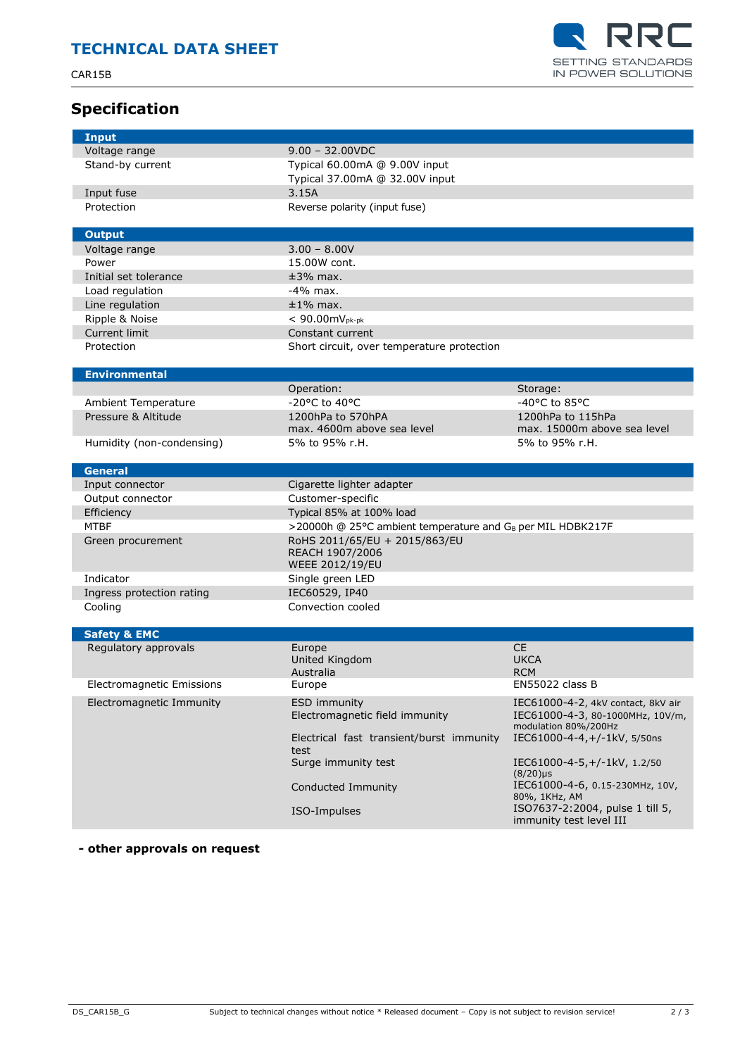## Specification

| Input | |
|---|---|
| Voltage range | 9.00 – 32.00VDC |
| Stand-by current | Typical 60.00mA @ 9.00V input<br>Typical 37.00mA @ 32.00V input |
| Input fuse | 3.15A |
| Protection | Reverse polarity (input fuse) |

| Output | |
|---|---|
| Voltage range | 3.00 – 8.00V |
| Power | 15.00W cont. |
| Initial set tolerance | ±3% max. |
| Load regulation | -4% max. |
| Line regulation | ±1% max. |
| Ripple & Noise | < 90.00mV$_{pk-pk}$ |
| Current limit | Constant current |
| Protection | Short circuit, over temperature protection |

| Environmental | | |
|---|---|---|
| | Operation: | Storage: |
| Ambient Temperature | -20°C to 40°C | -40°C to 85°C |
| Pressure & Altitude | 1200hPa to 570hPA<br>max. 4600m above sea level | 1200hPa to 115hPa<br>max. 15000m above sea level |
| Humidity (non-condensing) | 5% to 95% r.H. | 5% to 95% r.H. |

| General | |
|---|---|
| Input connector | Cigarette lighter adapter |
| Output connector | Customer-specific |
| Efficiency | Typical 85% at 100% load |
| MTBF | >20000h @ 25°C ambient temperature and $G_B$ per MIL HDBK217F |
| Green procurement | RoHS 2011/65/EU + 2015/863/EU<br>REACH 1907/2006<br>WEEE 2012/19/EU |
| Indicator | Single green LED |
| Ingress protection rating | IEC60529, IP40 |
| Cooling | Convection cooled |

| Safety & EMC | | |
|---|---|---|
| Regulatory approvals | Europe<br>United Kingdom<br>Australia | CE<br>UKCA<br>RCM |
| Electromagnetic Emissions | Europe | EN55022 class B |
| Electromagnetic Immunity | ESD immunity | IEC61000-4-2, 4kV contact, 8kV air |
| | Electromagnetic field immunity | IEC61000-4-3, 80-1000MHz, 10V/m, modulation 80%/200Hz |
| | Electrical fast transient/burst immunity test | IEC61000-4-4,+/-1kV, 5/50ns |
| | Surge immunity test | IEC61000-4-5,+/-1kV, 1.2/50 (8/20)µs |
| | Conducted Immunity | IEC61000-4-6, 0.15-230MHz, 10V, 80%, 1KHz, AM |
| | ISO-Impulses | ISO7637-2:2004, pulse 1 till 5, immunity test level III |

**- other approvals on request**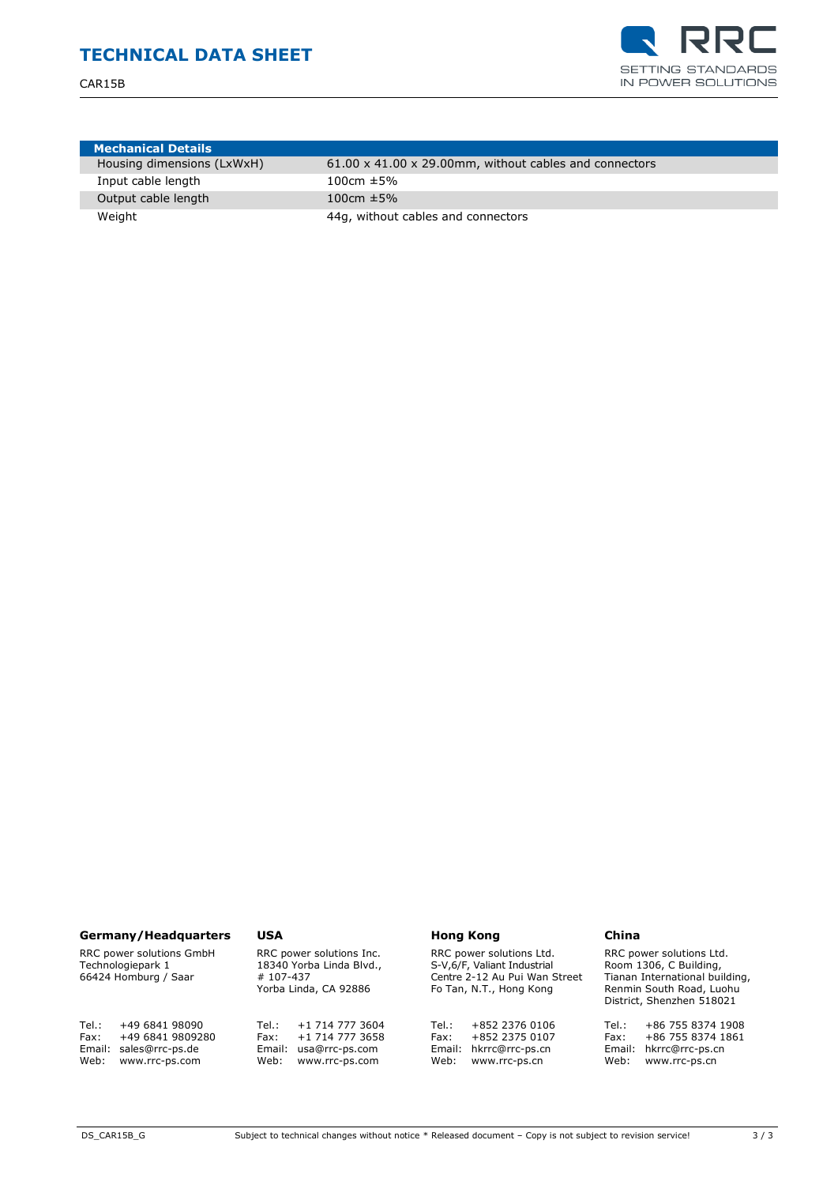| Mechanical Details | |
|---|---|
| Housing dimensions (LxWxH) | 61.00 x 41.00 x 29.00mm, without cables and connectors |
| Input cable length | 100cm ±5% |
| Output cable length | 100cm ±5% |
| Weight | 44g, without cables and connectors |

**Germany/Headquarters**

RRC power solutions GmbH
Technologiepark 1
66424 Homburg / Saar

Tel.: +49 6841 98090
Fax: +49 6841 9809280
Email: sales@rrc-ps.de
Web: www.rrc-ps.com

**USA**

RRC power solutions Inc.
18340 Yorba Linda Blvd.,
# 107-437
Yorba Linda, CA 92886

Tel.: +1 714 777 3604
Fax: +1 714 777 3658
Email: usa@rrc-ps.com
Web: www.rrc-ps.com

**Hong Kong**

RRC power solutions Ltd.
S-V,6/F, Valiant Industrial
Centre 2-12 Au Pui Wan Street
Fo Tan, N.T., Hong Kong

Tel.: +852 2376 0106
Fax: +852 2375 0107
Email: hkrrc@rrc-ps.cn
Web: www.rrc-ps.cn

**China**

RRC power solutions Ltd.
Room 1306, C Building,
Tianan International building,
Renmin South Road, Luohu
District, Shenzhen 518021

Tel.: +86 755 8374 1908
Fax: +86 755 8374 1861
Email: hkrrc@rrc-ps.cn
Web: www.rrc-ps.cn